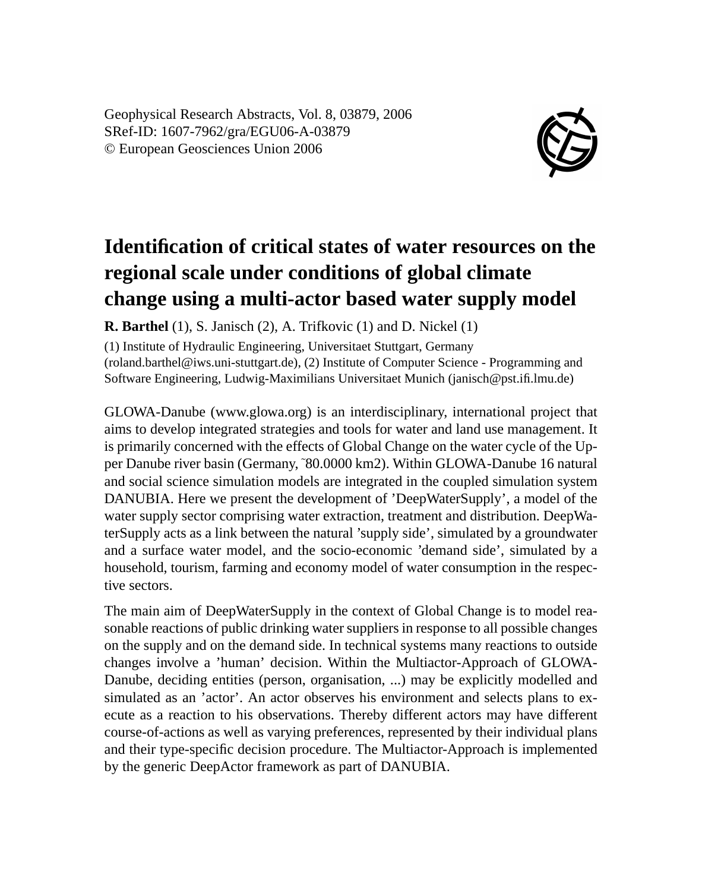Geophysical Research Abstracts, Vol. 8, 03879, 2006
SRef-ID: 1607-7962/gra/EGU06-A-03879
© European Geosciences Union 2006

# Identification of critical states of water resources on the regional scale under conditions of global climate change using a multi-actor based water supply model

**R. Barthel** (1), S. Janisch (2), A. Trifkovic (1) and D. Nickel (1)

(1) Institute of Hydraulic Engineering, Universitaet Stuttgart, Germany (roland.barthel@iws.uni-stuttgart.de), (2) Institute of Computer Science - Programming and Software Engineering, Ludwig-Maximilians Universitaet Munich (janisch@pst.ifi.lmu.de)

GLOWA-Danube (www.glowa.org) is an interdisciplinary, international project that aims to develop integrated strategies and tools for water and land use management. It is primarily concerned with the effects of Global Change on the water cycle of the Upper Danube river basin (Germany, ~80.0000 km2). Within GLOWA-Danube 16 natural and social science simulation models are integrated in the coupled simulation system DANUBIA. Here we present the development of 'DeepWaterSupply', a model of the water supply sector comprising water extraction, treatment and distribution. DeepWaterSupply acts as a link between the natural 'supply side', simulated by a groundwater and a surface water model, and the socio-economic 'demand side', simulated by a household, tourism, farming and economy model of water consumption in the respective sectors.

The main aim of DeepWaterSupply in the context of Global Change is to model reasonable reactions of public drinking water suppliers in response to all possible changes on the supply and on the demand side. In technical systems many reactions to outside changes involve a 'human' decision. Within the Multiactor-Approach of GLOWA-Danube, deciding entities (person, organisation, ...) may be explicitly modelled and simulated as an 'actor'. An actor observes his environment and selects plans to execute as a reaction to his observations. Thereby different actors may have different course-of-actions as well as varying preferences, represented by their individual plans and their type-specific decision procedure. The Multiactor-Approach is implemented by the generic DeepActor framework as part of DANUBIA.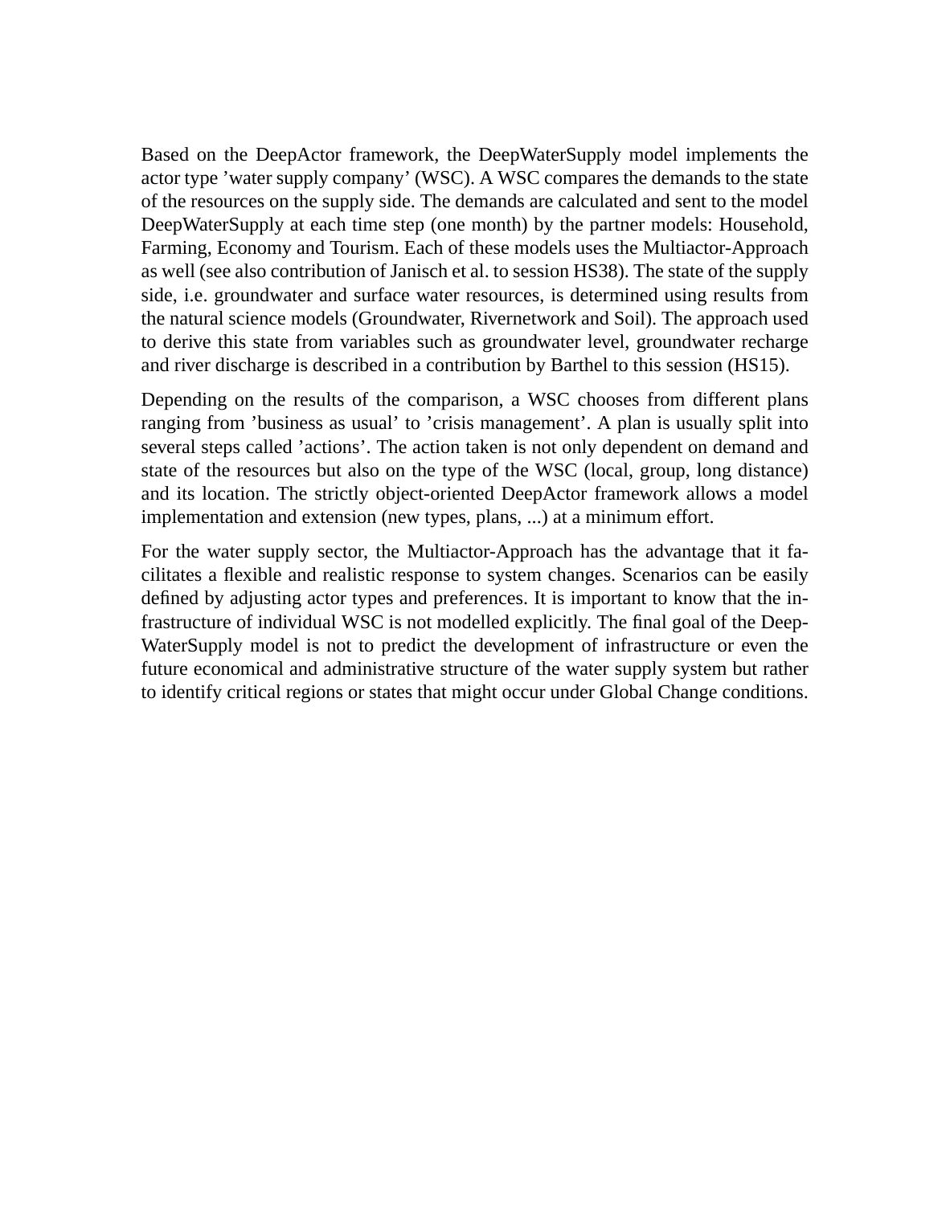Based on the DeepActor framework, the DeepWaterSupply model implements the actor type 'water supply company' (WSC). A WSC compares the demands to the state of the resources on the supply side. The demands are calculated and sent to the model DeepWaterSupply at each time step (one month) by the partner models: Household, Farming, Economy and Tourism. Each of these models uses the Multiactor-Approach as well (see also contribution of Janisch et al. to session HS38). The state of the supply side, i.e. groundwater and surface water resources, is determined using results from the natural science models (Groundwater, Rivernetwork and Soil). The approach used to derive this state from variables such as groundwater level, groundwater recharge and river discharge is described in a contribution by Barthel to this session (HS15).

Depending on the results of the comparison, a WSC chooses from different plans ranging from 'business as usual' to 'crisis management'. A plan is usually split into several steps called 'actions'. The action taken is not only dependent on demand and state of the resources but also on the type of the WSC (local, group, long distance) and its location. The strictly object-oriented DeepActor framework allows a model implementation and extension (new types, plans, ...) at a minimum effort.

For the water supply sector, the Multiactor-Approach has the advantage that it facilitates a flexible and realistic response to system changes. Scenarios can be easily defined by adjusting actor types and preferences. It is important to know that the infrastructure of individual WSC is not modelled explicitly. The final goal of the DeepWaterSupply model is not to predict the development of infrastructure or even the future economical and administrative structure of the water supply system but rather to identify critical regions or states that might occur under Global Change conditions.